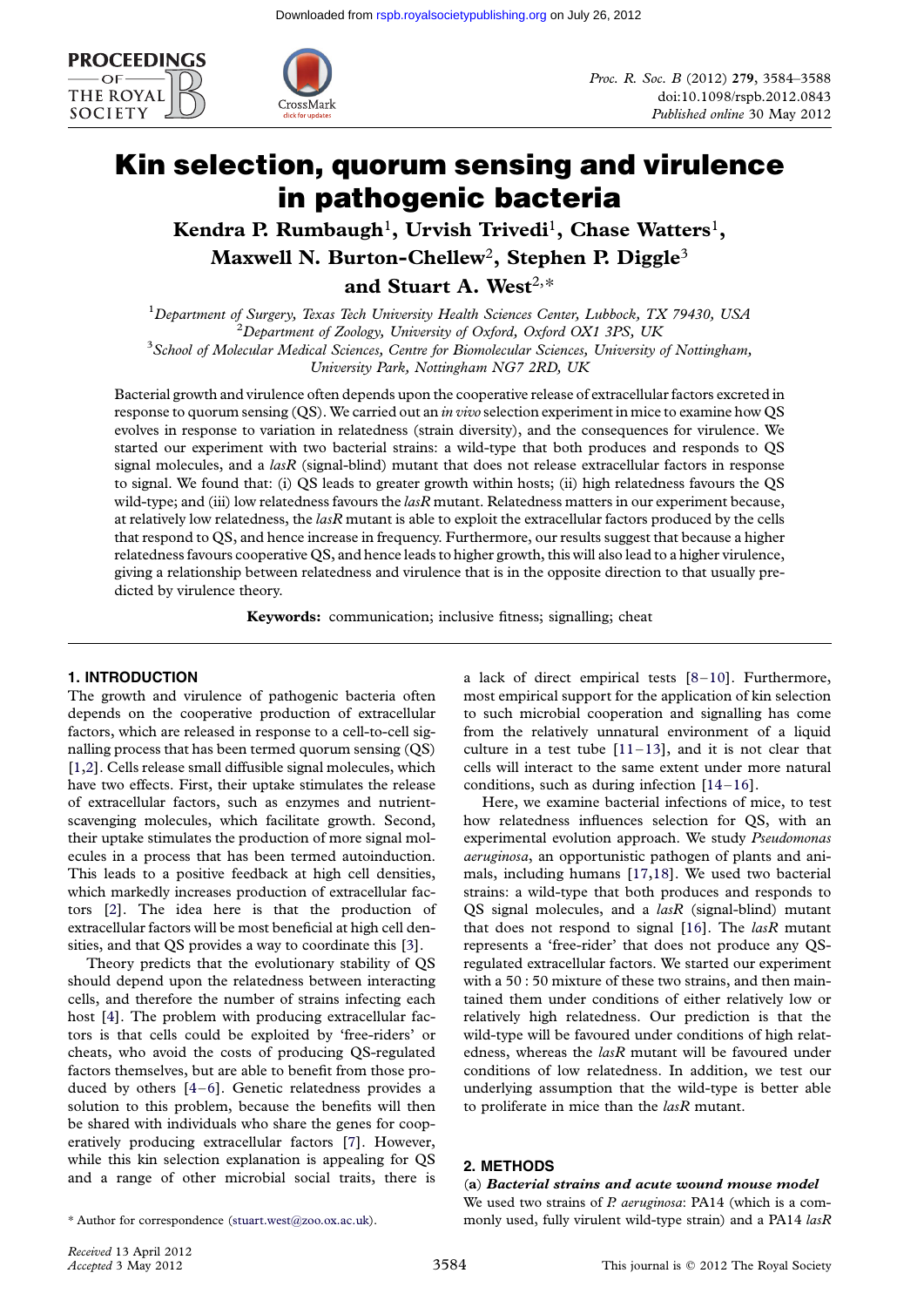# Kin selection, quorum sensing and virulence in pathogenic bacteria

**Kendra P. Rumbaugh[1], Urvish Trivedi[1], Chase Watters[1], Maxwell N. Burton-Chellew[2], Stephen P. Diggle[3] and Stuart A. West[2,*]**

[1] *Department of Surgery, Texas Tech University Health Sciences Center, Lubbock, TX 79430, USA*
[2] *Department of Zoology, University of Oxford, Oxford OX1 3PS, UK*
[3] *School of Molecular Medical Sciences, Centre for Biomolecular Sciences, University of Nottingham, University Park, Nottingham NG7 2RD, UK*

Bacterial growth and virulence often depends upon the cooperative release of extracellular factors excreted in response to quorum sensing (QS). We carried out an *in vivo* selection experiment in mice to examine how QS evolves in response to variation in relatedness (strain diversity), and the consequences for virulence. We started our experiment with two bacterial strains: a wild-type that both produces and responds to QS signal molecules, and a *lasR* (signal-blind) mutant that does not release extracellular factors in response to signal. We found that: (i) QS leads to greater growth within hosts; (ii) high relatedness favours the QS wild-type; and (iii) low relatedness favours the *lasR* mutant. Relatedness matters in our experiment because, at relatively low relatedness, the *lasR* mutant is able to exploit the extracellular factors produced by the cells that respond to QS, and hence increase in frequency. Furthermore, our results suggest that because a higher relatedness favours cooperative QS, and hence leads to higher growth, this will also lead to a higher virulence, giving a relationship between relatedness and virulence that is in the opposite direction to that usually predicted by virulence theory.

**Keywords:** communication; inclusive fitness; signalling; cheat

## 1. INTRODUCTION

The growth and virulence of pathogenic bacteria often depends on the cooperative production of extracellular factors, which are released in response to a cell-to-cell signalling process that has been termed quorum sensing (QS) [1,2]. Cells release small diffusible signal molecules, which have two effects. First, their uptake stimulates the release of extracellular factors, such as enzymes and nutrient-scavenging molecules, which facilitate growth. Second, their uptake stimulates the production of more signal molecules in a process that has been termed autoinduction. This leads to a positive feedback at high cell densities, which markedly increases production of extracellular factors [2]. The idea here is that the production of extracellular factors will be most beneficial at high cell densities, and that QS provides a way to coordinate this [3].

Theory predicts that the evolutionary stability of QS should depend upon the relatedness between interacting cells, and therefore the number of strains infecting each host [4]. The problem with producing extracellular factors is that cells could be exploited by 'free-riders' or cheats, who avoid the costs of producing QS-regulated factors themselves, but are able to benefit from those produced by others [4–6]. Genetic relatedness provides a solution to this problem, because the benefits will then be shared with individuals who share the genes for cooperatively producing extracellular factors [7]. However, while this kin selection explanation is appealing for QS and a range of other microbial social traits, there is a lack of direct empirical tests [8–10]. Furthermore, most empirical support for the application of kin selection to such microbial cooperation and signalling has come from the relatively unnatural environment of a liquid culture in a test tube [11–13], and it is not clear that cells will interact to the same extent under more natural conditions, such as during infection [14–16].

Here, we examine bacterial infections of mice, to test how relatedness influences selection for QS, with an experimental evolution approach. We study *Pseudomonas aeruginosa*, an opportunistic pathogen of plants and animals, including humans [17,18]. We used two bacterial strains: a wild-type that both produces and responds to QS signal molecules, and a *lasR* (signal-blind) mutant that does not respond to signal [16]. The *lasR* mutant represents a 'free-rider' that does not produce any QS-regulated extracellular factors. We started our experiment with a 50 : 50 mixture of these two strains, and then maintained them under conditions of either relatively low or relatively high relatedness. Our prediction is that the wild-type will be favoured under conditions of high relatedness, whereas the *lasR* mutant will be favoured under conditions of low relatedness. In addition, we test our underlying assumption that the wild-type is better able to proliferate in mice than the *lasR* mutant.

## 2. METHODS

### (a) *Bacterial strains and acute wound mouse model*

We used two strains of *P. aeruginosa*: PA14 (which is a commonly used, fully virulent wild-type strain) and a PA14 *lasR*

\* Author for correspondence (stuart.west@zoo.ox.ac.uk).

Received 13 April 2012
Accepted 3 May 2012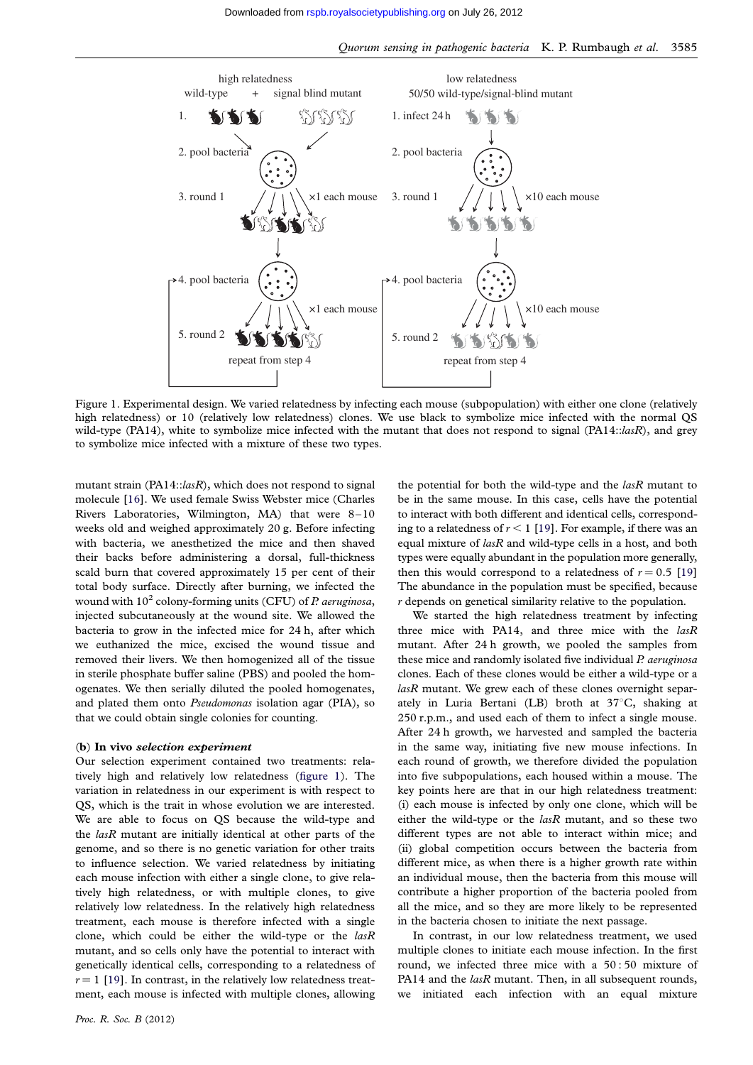high relatedness

wild-type + signal blind mutant

1\.

2\. pool bacteria

3\. round 1

×1 each mouse

4\. pool bacteria

×1 each mouse

5\. round 2

repeat from step 4

low relatedness

50/50 wild-type/signal-blind mutant

1\. infect 24 h

2\. pool bacteria

3\. round 1

×10 each mouse

4\. pool bacteria

×10 each mouse

5\. round 2

repeat from step 4

Figure 1. Experimental design. We varied relatedness by infecting each mouse (subpopulation) with either one clone (relatively high relatedness) or 10 (relatively low relatedness) clones. We use black to symbolize mice infected with the normal QS wild-type (PA14), white to symbolize mice infected with the mutant that does not respond to signal (PA14::*lasR*), and grey to symbolize mice infected with a mixture of these two types.

mutant strain (PA14::*lasR*), which does not respond to signal molecule [16]. We used female Swiss Webster mice (Charles Rivers Laboratories, Wilmington, MA) that were 8–10 weeks old and weighed approximately 20 g. Before infecting with bacteria, we anesthetized the mice and then shaved their backs before administering a dorsal, full-thickness scald burn that covered approximately 15 per cent of their total body surface. Directly after burning, we infected the wound with $10^2$ colony-forming units (CFU) of *P. aeruginosa*, injected subcutaneously at the wound site. We allowed the bacteria to grow in the infected mice for 24 h, after which we euthanized the mice, excised the wound tissue and removed their livers. We then homogenized all of the tissue in sterile phosphate buffer saline (PBS) and pooled the homogenates. We then serially diluted the pooled homogenates, and plated them onto *Pseudomonas* isolation agar (PIA), so that we could obtain single colonies for counting.

### (b) In vivo *selection experiment*

Our selection experiment contained two treatments: relatively high and relatively low relatedness (figure 1). The variation in relatedness in our experiment is with respect to QS, which is the trait in whose evolution we are interested. We are able to focus on QS because the wild-type and the *lasR* mutant are initially identical at other parts of the genome, and so there is no genetic variation for other traits to influence selection. We varied relatedness by initiating each mouse infection with either a single clone, to give relatively high relatedness, or with multiple clones, to give relatively low relatedness. In the relatively high relatedness treatment, each mouse is therefore infected with a single clone, which could be either the wild-type or the *lasR* mutant, and so cells only have the potential to interact with genetically identical cells, corresponding to a relatedness of $r = 1$ [19]. In contrast, in the relatively low relatedness treatment, each mouse is infected with multiple clones, allowing the potential for both the wild-type and the *lasR* mutant to be in the same mouse. In this case, cells have the potential to interact with both different and identical cells, corresponding to a relatedness of $r < 1$ [19]. For example, if there was an equal mixture of *lasR* and wild-type cells in a host, and both types were equally abundant in the population more generally, then this would correspond to a relatedness of $r = 0.5$ [19] The abundance in the population must be specified, because *r* depends on genetical similarity relative to the population.

We started the high relatedness treatment by infecting three mice with PA14, and three mice with the *lasR* mutant. After 24 h growth, we pooled the samples from these mice and randomly isolated five individual *P. aeruginosa* clones. Each of these clones would be either a wild-type or a *lasR* mutant. We grew each of these clones overnight separately in Luria Bertani (LB) broth at 37°C, shaking at 250 r.p.m., and used each of them to infect a single mouse. After 24 h growth, we harvested and sampled the bacteria in the same way, initiating five new mouse infections. In each round of growth, we therefore divided the population into five subpopulations, each housed within a mouse. The key points here are that in our high relatedness treatment: (i) each mouse is infected by only one clone, which will be either the wild-type or the *lasR* mutant, and so these two different types are not able to interact within mice; and (ii) global competition occurs between the bacteria from different mice, as when there is a higher growth rate within an individual mouse, then the bacteria from this mouse will contribute a higher proportion of the bacteria pooled from all the mice, and so they are more likely to be represented in the bacteria chosen to initiate the next passage.

In contrast, in our low relatedness treatment, we used multiple clones to initiate each mouse infection. In the first round, we infected three mice with a 50 : 50 mixture of PA14 and the *lasR* mutant. Then, in all subsequent rounds, we initiated each infection with an equal mixture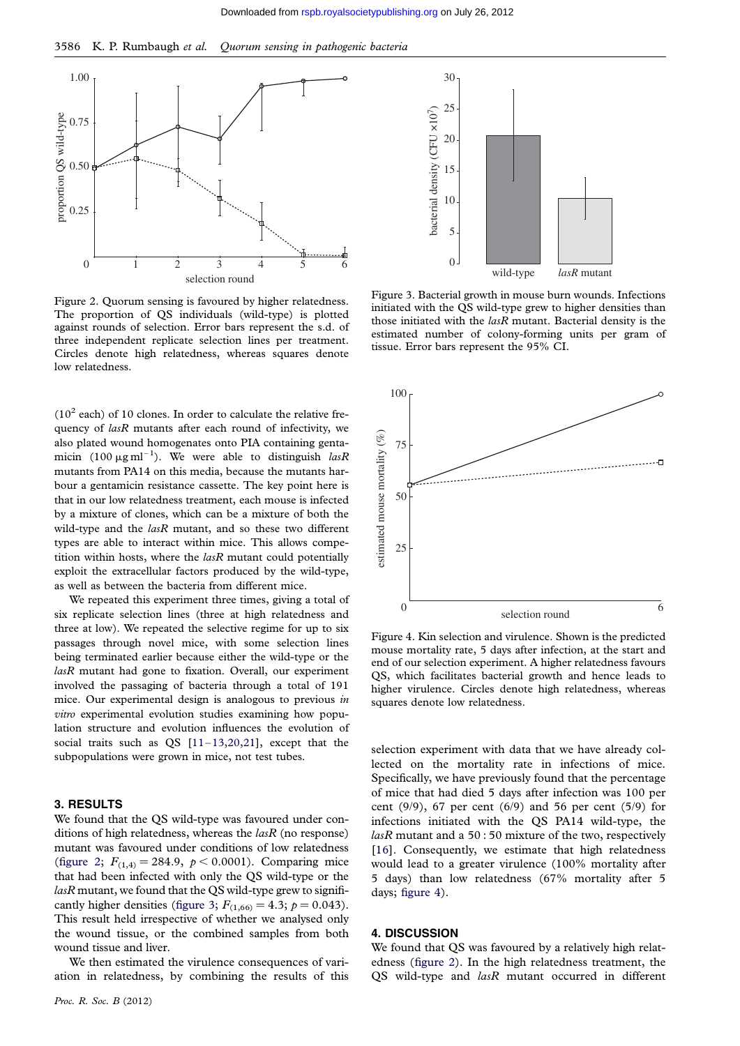1.00
0.75
0.50
0.25
0
proportion QS wild-type
0 1 2 3 4 5 6
selection round

Figure 2. Quorum sensing is favoured by higher relatedness. The proportion of QS individuals (wild-type) is plotted against rounds of selection. Error bars represent the s.d. of three independent replicate selection lines per treatment. Circles denote high relatedness, whereas squares denote low relatedness.

30
25
20
15
10
5
0
bacterial density (CFU ×10^7)
wild-type
*lasR* mutant

Figure 3. Bacterial growth in mouse burn wounds. Infections initiated with the QS wild-type grew to higher densities than those initiated with the *lasR* mutant. Bacterial density is the estimated number of colony-forming units per gram of tissue. Error bars represent the 95% CI.

($10^2$ each) of 10 clones. In order to calculate the relative frequency of *lasR* mutants after each round of infectivity, we also plated wound homogenates onto PIA containing gentamicin ($100\ \mu g\ ml^{-1}$). We were able to distinguish *lasR* mutants from PA14 on this media, because the mutants harbour a gentamicin resistance cassette. The key point here is that in our low relatedness treatment, each mouse is infected by a mixture of clones, which can be a mixture of both the wild-type and the *lasR* mutant, and so these two different types are able to interact within mice. This allows competition within hosts, where the *lasR* mutant could potentially exploit the extracellular factors produced by the wild-type, as well as between the bacteria from different mice.

We repeated this experiment three times, giving a total of six replicate selection lines (three at high relatedness and three at low). We repeated the selective regime for up to six passages through novel mice, with some selection lines being terminated earlier because either the wild-type or the *lasR* mutant had gone to fixation. Overall, our experiment involved the passaging of bacteria through a total of 191 mice. Our experimental design is analogous to previous *in vitro* experimental evolution studies examining how population structure and evolution influences the evolution of social traits such as QS [11–13,20,21], except that the subpopulations were grown in mice, not test tubes.

## 3. RESULTS

We found that the QS wild-type was favoured under conditions of high relatedness, whereas the *lasR* (no response) mutant was favoured under conditions of low relatedness (figure 2; $F_{(1,4)} = 284.9$, $p < 0.0001$). Comparing mice that had been infected with only the QS wild-type or the *lasR* mutant, we found that the QS wild-type grew to significantly higher densities (figure 3; $F_{(1,66)} = 4.3$; $p = 0.043$). This result held irrespective of whether we analysed only the wound tissue, or the combined samples from both wound tissue and liver.

We then estimated the virulence consequences of variation in relatedness, by combining the results of this selection experiment with data that we have already collected on the mortality rate in infections of mice. Specifically, we have previously found that the percentage of mice that had died 5 days after infection was 100 per cent (9/9), 67 per cent (6/9) and 56 per cent (5/9) for infections initiated with the QS PA14 wild-type, the *lasR* mutant and a 50 : 50 mixture of the two, respectively [16]. Consequently, we estimate that high relatedness would lead to a greater virulence (100% mortality after 5 days) than low relatedness (67% mortality after 5 days; figure 4).

100
75
50
25
0
estimated mouse mortality (%)
0 6
selection round

Figure 4. Kin selection and virulence. Shown is the predicted mouse mortality rate, 5 days after infection, at the start and end of our selection experiment. A higher relatedness favours QS, which facilitates bacterial growth and hence leads to higher virulence. Circles denote high relatedness, whereas squares denote low relatedness.

## 4. DISCUSSION

We found that QS was favoured by a relatively high relatedness (figure 2). In the high relatedness treatment, the QS wild-type and *lasR* mutant occurred in different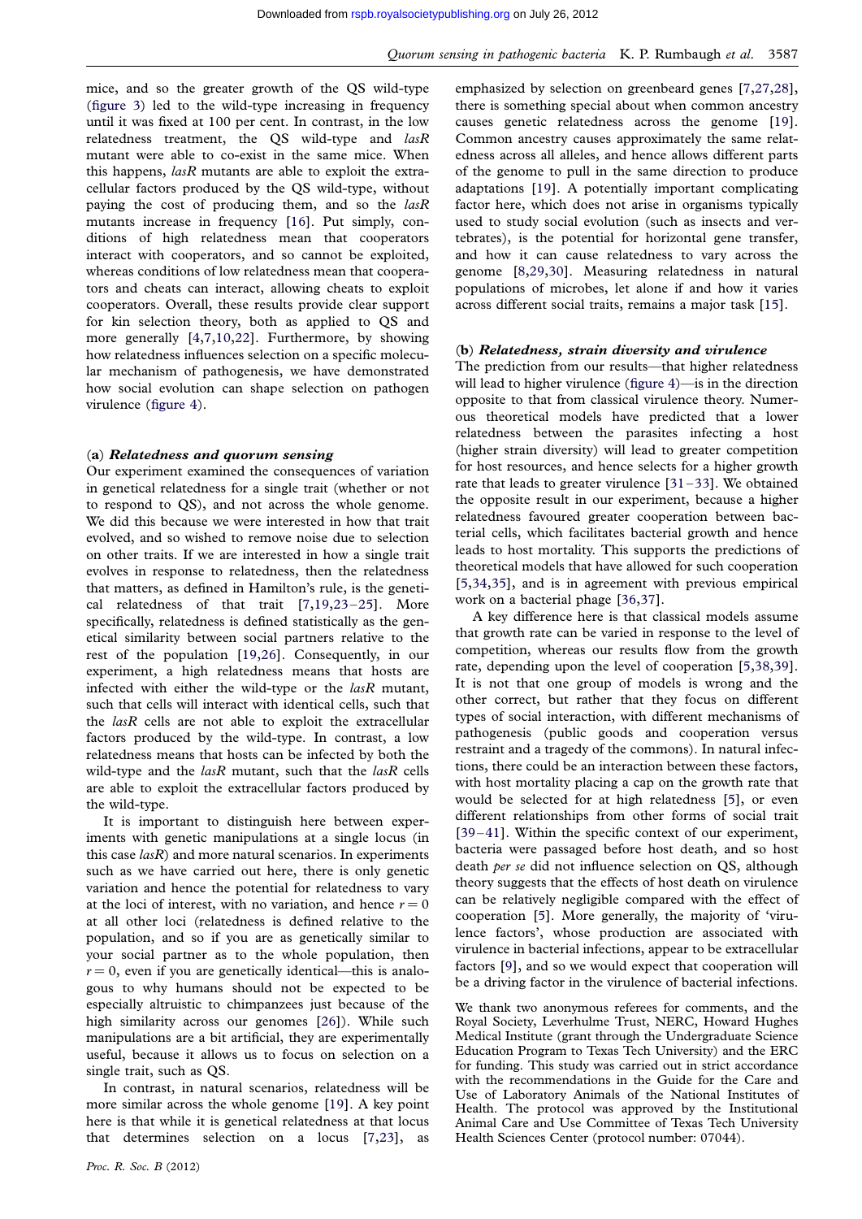mice, and so the greater growth of the QS wild-type (figure 3) led to the wild-type increasing in frequency until it was fixed at 100 per cent. In contrast, in the low relatedness treatment, the QS wild-type and *lasR* mutant were able to co-exist in the same mice. When this happens, *lasR* mutants are able to exploit the extracellular factors produced by the QS wild-type, without paying the cost of producing them, and so the *lasR* mutants increase in frequency [16]. Put simply, conditions of high relatedness mean that cooperators interact with cooperators, and so cannot be exploited, whereas conditions of low relatedness mean that cooperators and cheats can interact, allowing cheats to exploit cooperators. Overall, these results provide clear support for kin selection theory, both as applied to QS and more generally [4,7,10,22]. Furthermore, by showing how relatedness influences selection on a specific molecular mechanism of pathogenesis, we have demonstrated how social evolution can shape selection on pathogen virulence (figure 4).

### (a) *Relatedness and quorum sensing*

Our experiment examined the consequences of variation in genetical relatedness for a single trait (whether or not to respond to QS), and not across the whole genome. We did this because we were interested in how that trait evolved, and so wished to remove noise due to selection on other traits. If we are interested in how a single trait evolves in response to relatedness, then the relatedness that matters, as defined in Hamilton's rule, is the genetical relatedness of that trait [7,19,23–25]. More specifically, relatedness is defined statistically as the genetical similarity between social partners relative to the rest of the population [19,26]. Consequently, in our experiment, a high relatedness means that hosts are infected with either the wild-type or the *lasR* mutant, such that cells will interact with identical cells, such that the *lasR* cells are not able to exploit the extracellular factors produced by the wild-type. In contrast, a low relatedness means that hosts can be infected by both the wild-type and the *lasR* mutant, such that the *lasR* cells are able to exploit the extracellular factors produced by the wild-type.

It is important to distinguish here between experiments with genetic manipulations at a single locus (in this case *lasR*) and more natural scenarios. In experiments such as we have carried out here, there is only genetic variation and hence the potential for relatedness to vary at the loci of interest, with no variation, and hence $r = 0$ at all other loci (relatedness is defined relative to the population, and so if you are as genetically similar to your social partner as to the whole population, then $r = 0$, even if you are genetically identical—this is analogous to why humans should not be expected to be especially altruistic to chimpanzees just because of the high similarity across our genomes [26]). While such manipulations are a bit artificial, they are experimentally useful, because it allows us to focus on selection on a single trait, such as QS.

In contrast, in natural scenarios, relatedness will be more similar across the whole genome [19]. A key point here is that while it is genetical relatedness at that locus that determines selection on a locus [7,23], as emphasized by selection on greenbeard genes [7,27,28], there is something special about when common ancestry causes genetic relatedness across the genome [19]. Common ancestry causes approximately the same relatedness across all alleles, and hence allows different parts of the genome to pull in the same direction to produce adaptations [19]. A potentially important complicating factor here, which does not arise in organisms typically used to study social evolution (such as insects and vertebrates), is the potential for horizontal gene transfer, and how it can cause relatedness to vary across the genome [8,29,30]. Measuring relatedness in natural populations of microbes, let alone if and how it varies across different social traits, remains a major task [15].

### (b) *Relatedness, strain diversity and virulence*

The prediction from our results—that higher relatedness will lead to higher virulence (figure 4)—is in the direction opposite to that from classical virulence theory. Numerous theoretical models have predicted that a lower relatedness between the parasites infecting a host (higher strain diversity) will lead to greater competition for host resources, and hence selects for a higher growth rate that leads to greater virulence [31–33]. We obtained the opposite result in our experiment, because a higher relatedness favoured greater cooperation between bacterial cells, which facilitates bacterial growth and hence leads to host mortality. This supports the predictions of theoretical models that have allowed for such cooperation [5,34,35], and is in agreement with previous empirical work on a bacterial phage [36,37].

A key difference here is that classical models assume that growth rate can be varied in response to the level of competition, whereas our results flow from the growth rate, depending upon the level of cooperation [5,38,39]. It is not that one group of models is wrong and the other correct, but rather that they focus on different types of social interaction, with different mechanisms of pathogenesis (public goods and cooperation versus restraint and a tragedy of the commons). In natural infections, there could be an interaction between these factors, with host mortality placing a cap on the growth rate that would be selected for at high relatedness [5], or even different relationships from other forms of social trait [39–41]. Within the specific context of our experiment, bacteria were passaged before host death, and so host death *per se* did not influence selection on QS, although theory suggests that the effects of host death on virulence can be relatively negligible compared with the effect of cooperation [5]. More generally, the majority of 'virulence factors', whose production are associated with virulence in bacterial infections, appear to be extracellular factors [9], and so we would expect that cooperation will be a driving factor in the virulence of bacterial infections.

We thank two anonymous referees for comments, and the Royal Society, Leverhulme Trust, NERC, Howard Hughes Medical Institute (grant through the Undergraduate Science Education Program to Texas Tech University) and the ERC for funding. This study was carried out in strict accordance with the recommendations in the Guide for the Care and Use of Laboratory Animals of the National Institutes of Health. The protocol was approved by the Institutional Animal Care and Use Committee of Texas Tech University Health Sciences Center (protocol number: 07044).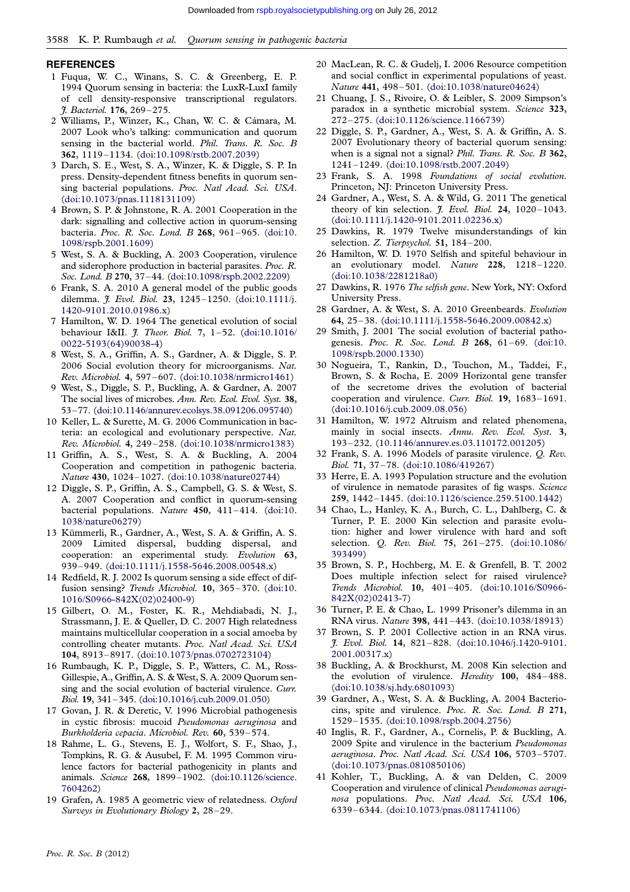## REFERENCES

1 Fuqua, W. C., Winans, S. C. & Greenberg, E. P. 1994 Quorum sensing in bacteria: the LuxR-LuxI family of cell density-responsive transcriptional regulators. *J. Bacteriol.* **176**, 269–275.

2 Williams, P., Winzer, K., Chan, W. C. & Cámara, M. 2007 Look who's talking: communication and quorum sensing in the bacterial world. *Phil. Trans. R. Soc. B* **362**, 1119–1134. (doi:10.1098/rstb.2007.2039)

3 Darch, S. E., West, S. A., Winzer, K. & Diggle, S. P. In press. Density-dependent fitness benefits in quorum sensing bacterial populations. *Proc. Natl Acad. Sci. USA*. (doi:10.1073/pnas.1118131109)

4 Brown, S. P. & Johnstone, R. A. 2001 Cooperation in the dark: signalling and collective action in quorum-sensing bacteria. *Proc. R. Soc. Lond. B* **268**, 961–965. (doi:10.1098/rspb.2001.1609)

5 West, S. A. & Buckling, A. 2003 Cooperation, virulence and siderophore production in bacterial parasites. *Proc. R. Soc. Lond. B* **270**, 37–44. (doi:10.1098/rspb.2002.2209)

6 Frank, S. A. 2010 A general model of the public goods dilemma. *J. Evol. Biol.* **23**, 1245–1250. (doi:10.1111/j.1420-9101.2010.01986.x)

7 Hamilton, W. D. 1964 The genetical evolution of social behaviour I&II. *J. Theor. Biol.* **7**, 1–52. (doi:10.1016/0022-5193(64)90038-4)

8 West, S. A., Griffin, A. S., Gardner, A. & Diggle, S. P. 2006 Social evolution theory for microorganisms. *Nat. Rev. Microbiol.* **4**, 597–607. (doi:10.1038/nrmicro1461)

9 West, S., Diggle, S. P., Buckling, A. & Gardner, A. 2007 The social lives of microbes. *Ann. Rev. Ecol. Evol. Syst.* **38**, 53–77. (doi:10.1146/annurev.ecolsys.38.091206.095740)

10 Keller, L. & Surette, M. G. 2006 Communication in bacteria: an ecological and evolutionary perspective. *Nat. Rev. Microbiol.* **4**, 249–258. (doi:10.1038/nrmicro1383)

11 Griffin, A. S., West, S. A. & Buckling, A. 2004 Cooperation and competition in pathogenic bacteria. *Nature* **430**, 1024–1027. (doi:10.1038/nature02744)

12 Diggle, S. P., Griffin, A. S., Campbell, G. S. & West, S. A. 2007 Cooperation and conflict in quorum-sensing bacterial populations. *Nature* **450**, 411–414. (doi:10.1038/nature06279)

13 Kümmerli, R., Gardner, A., West, S. A. & Griffin, A. S. 2009 Limited dispersal, budding dispersal, and cooperation: an experimental study. *Evolution* **63**, 939–949. (doi:10.1111/j.1558-5646.2008.00548.x)

14 Redfield, R. J. 2002 Is quorum sensing a side effect of diffusion sensing? *Trends Microbiol.* **10**, 365–370. (doi:10.1016/S0966-842X(02)02400-9)

15 Gilbert, O. M., Foster, K. R., Mehdiabadi, N. J., Strassmann, J. E. & Queller, D. C. 2007 High relatedness maintains multicellular cooperation in a social amoeba by controlling cheater mutants. *Proc. Natl Acad. Sci. USA* **104**, 8913–8917. (doi:10.1073/pnas.0702723104)

16 Rumbaugh, K. P., Diggle, S. P., Watters, C. M., Ross-Gillespie, A., Griffin, A. S. & West, S. A. 2009 Quorum sensing and the social evolution of bacterial virulence. *Curr. Biol.* **19**, 341–345. (doi:10.1016/j.cub.2009.01.050)

17 Govan, J. R. & Deretic, V. 1996 Microbial pathogenesis in cystic fibrosis: mucoid *Pseudomonas aeruginosa* and *Burkholderia cepacia*. *Microbiol. Rev.* **60**, 539–574.

18 Rahme, L. G., Stevens, E. J., Wolfort, S. F., Shao, J., Tompkins, R. G. & Ausubel, F. M. 1995 Common virulence factors for bacterial pathogenicity in plants and animals. *Science* **268**, 1899–1902. (doi:10.1126/science.7604262)

19 Grafen, A. 1985 A geometric view of relatedness. *Oxford Surveys in Evolutionary Biology* **2**, 28–29.

20 MacLean, R. C. & Gudelj, I. 2006 Resource competition and social conflict in experimental populations of yeast. *Nature* **441**, 498–501. (doi:10.1038/nature04624)

21 Chuang, J. S., Rivoire, O. & Leibler, S. 2009 Simpson's paradox in a synthetic microbial system. *Science* **323**, 272–275. (doi:10.1126/science.1166739)

22 Diggle, S. P., Gardner, A., West, S. A. & Griffin, A. S. 2007 Evolutionary theory of bacterial quorum sensing: when is a signal not a signal? *Phil. Trans. R. Soc. B* **362**, 1241–1249. (doi:10.1098/rstb.2007.2049)

23 Frank, S. A. 1998 *Foundations of social evolution*. Princeton, NJ: Princeton University Press.

24 Gardner, A., West, S. A. & Wild, G. 2011 The genetical theory of kin selection. *J. Evol. Biol.* **24**, 1020–1043. (doi:10.1111/j.1420-9101.2011.02236.x)

25 Dawkins, R. 1979 Twelve misunderstandings of kin selection. *Z. Tierpsychol.* **51**, 184–200.

26 Hamilton, W. D. 1970 Selfish and spiteful behaviour in an evolutionary model. *Nature* **228**, 1218–1220. (doi:10.1038/2281218a0)

27 Dawkins, R. 1976 *The selfish gene*. New York, NY: Oxford University Press.

28 Gardner, A. & West, S. A. 2010 Greenbeards. *Evolution* **64**, 25–38. (doi:10.1111/j.1558-5646.2009.00842.x)

29 Smith, J. 2001 The social evolution of bacterial pathogenesis. *Proc. R. Soc. Lond. B* **268**, 61–69. (doi:10.1098/rspb.2000.1330)

30 Nogueira, T., Rankin, D., Touchon, M., Taddei, F., Brown, S. & Rocha, E. 2009 Horizontal gene transfer of the secretome drives the evolution of bacterial cooperation and virulence. *Curr. Biol.* **19**, 1683–1691. (doi:10.1016/j.cub.2009.08.056)

31 Hamilton, W. 1972 Altruism and related phenomena, mainly in social insects. *Annu. Rev. Ecol. Syst.* **3**, 193–232. (10.1146/annurev.es.03.110172.001205)

32 Frank, S. A. 1996 Models of parasite virulence. *Q. Rev. Biol.* **71**, 37–78. (doi:10.1086/419267)

33 Herre, E. A. 1993 Population structure and the evolution of virulence in nematode parasites of fig wasps. *Science* **259**, 1442–1445. (doi:10.1126/science.259.5100.1442)

34 Chao, L., Hanley, K. A., Burch, C. L., Dahlberg, C. & Turner, P. E. 2000 Kin selection and parasite evolution: higher and lower virulence with hard and soft selection. *Q. Rev. Biol.* **75**, 261–275. (doi:10.1086/393499)

35 Brown, S. P., Hochberg, M. E. & Grenfell, B. T. 2002 Does multiple infection select for raised virulence? *Trends Microbiol.* **10**, 401–405. (doi:10.1016/S0966-842X(02)02413-7)

36 Turner, P. E. & Chao, L. 1999 Prisoner's dilemma in an RNA virus. *Nature* **398**, 441–443. (doi:10.1038/18913)

37 Brown, S. P. 2001 Collective action in an RNA virus. *J. Evol. Biol.* **14**, 821–828. (doi:10.1046/j.1420-9101.2001.00317.x)

38 Buckling, A. & Brockhurst, M. 2008 Kin selection and the evolution of virulence. *Heredity* **100**, 484–488. (doi:10.1038/sj.hdy.6801093)

39 Gardner, A., West, S. A. & Buckling, A. 2004 Bacteriocins, spite and virulence. *Proc. R. Soc. Lond. B* **271**, 1529–1535. (doi:10.1098/rspb.2004.2756)

40 Inglis, R. F., Gardner, A., Cornelis, P. & Buckling, A. 2009 Spite and virulence in the bacterium *Pseudomonas aeruginosa*. *Proc. Natl Acad. Sci. USA* **106**, 5703–5707. (doi:10.1073/pnas.0810850106)

41 Kohler, T., Buckling, A. & van Delden, C. 2009 Cooperation and virulence of clinical *Pseudomonas aeruginosa* populations. *Proc. Natl Acad. Sci. USA* **106**, 6339–6344. (doi:10.1073/pnas.0811741106)